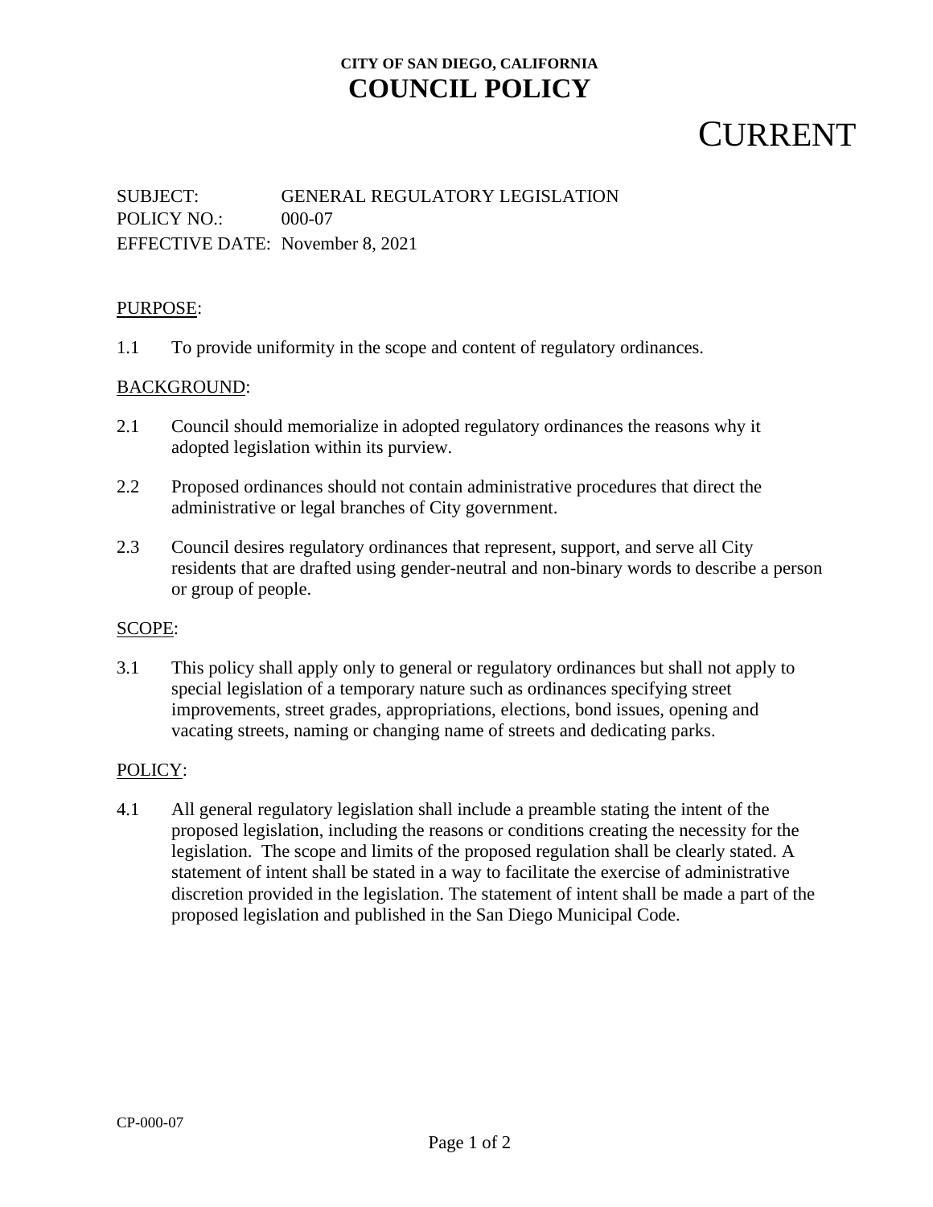**CITY OF SAN DIEGO, CALIFORNIA**

# COUNCIL POLICY

CURRENT

SUBJECT: GENERAL REGULATORY LEGISLATION
POLICY NO.: 000-07
EFFECTIVE DATE: November 8, 2021

## PURPOSE:

1.1 To provide uniformity in the scope and content of regulatory ordinances.

## BACKGROUND:

2.1 Council should memorialize in adopted regulatory ordinances the reasons why it adopted legislation within its purview.

2.2 Proposed ordinances should not contain administrative procedures that direct the administrative or legal branches of City government.

2.3 Council desires regulatory ordinances that represent, support, and serve all City residents that are drafted using gender-neutral and non-binary words to describe a person or group of people.

## SCOPE:

3.1 This policy shall apply only to general or regulatory ordinances but shall not apply to special legislation of a temporary nature such as ordinances specifying street improvements, street grades, appropriations, elections, bond issues, opening and vacating streets, naming or changing name of streets and dedicating parks.

## POLICY:

4.1 All general regulatory legislation shall include a preamble stating the intent of the proposed legislation, including the reasons or conditions creating the necessity for the legislation. The scope and limits of the proposed regulation shall be clearly stated. A statement of intent shall be stated in a way to facilitate the exercise of administrative discretion provided in the legislation. The statement of intent shall be made a part of the proposed legislation and published in the San Diego Municipal Code.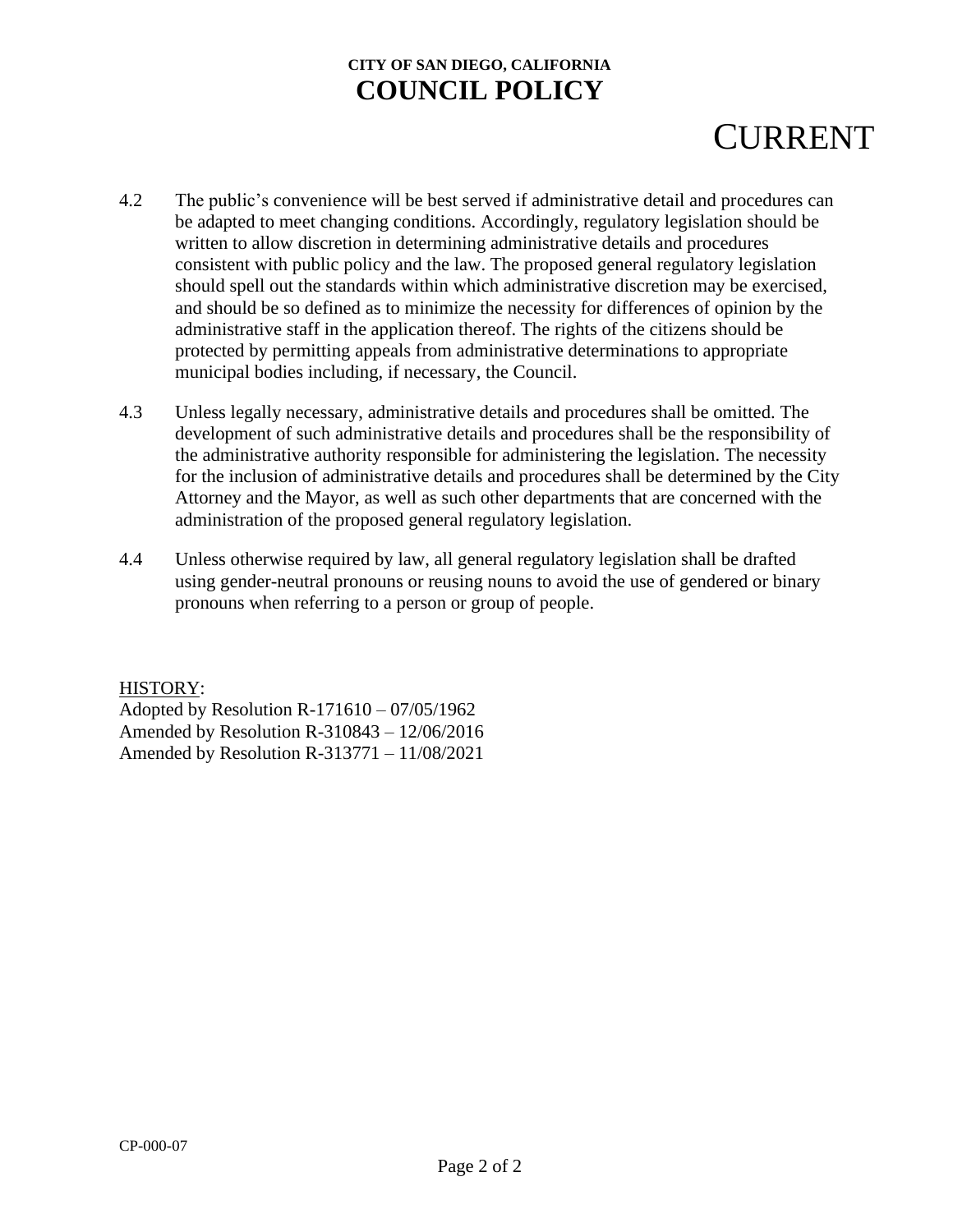4.2 The public's convenience will be best served if administrative detail and procedures can be adapted to meet changing conditions. Accordingly, regulatory legislation should be written to allow discretion in determining administrative details and procedures consistent with public policy and the law. The proposed general regulatory legislation should spell out the standards within which administrative discretion may be exercised, and should be so defined as to minimize the necessity for differences of opinion by the administrative staff in the application thereof. The rights of the citizens should be protected by permitting appeals from administrative determinations to appropriate municipal bodies including, if necessary, the Council.

4.3 Unless legally necessary, administrative details and procedures shall be omitted. The development of such administrative details and procedures shall be the responsibility of the administrative authority responsible for administering the legislation. The necessity for the inclusion of administrative details and procedures shall be determined by the City Attorney and the Mayor, as well as such other departments that are concerned with the administration of the proposed general regulatory legislation.

4.4 Unless otherwise required by law, all general regulatory legislation shall be drafted using gender-neutral pronouns or reusing nouns to avoid the use of gendered or binary pronouns when referring to a person or group of people.

HISTORY:
Adopted by Resolution R-171610 – 07/05/1962
Amended by Resolution R-310843 – 12/06/2016
Amended by Resolution R-313771 – 11/08/2021